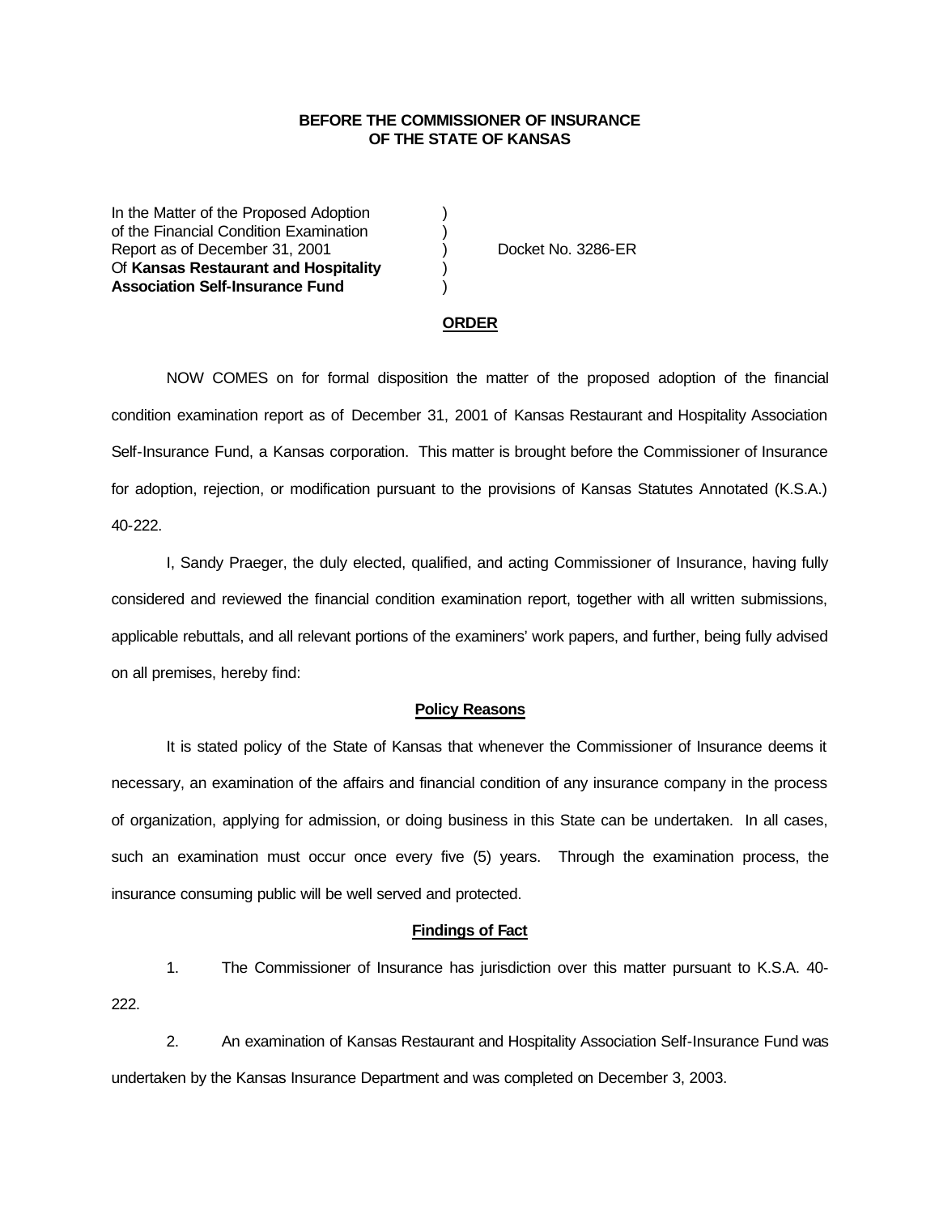**BEFORE THE COMMISSIONER OF INSURANCE**
**OF THE STATE OF KANSAS**

In the Matter of the Proposed Adoption )
of the Financial Condition Examination )
Report as of December 31, 2001 ) Docket No. 3286-ER
Of **Kansas Restaurant and Hospitality** )
**Association Self-Insurance Fund** )

**ORDER**

NOW COMES on for formal disposition the matter of the proposed adoption of the financial condition examination report as of December 31, 2001 of Kansas Restaurant and Hospitality Association Self-Insurance Fund, a Kansas corporation. This matter is brought before the Commissioner of Insurance for adoption, rejection, or modification pursuant to the provisions of Kansas Statutes Annotated (K.S.A.) 40-222.

I, Sandy Praeger, the duly elected, qualified, and acting Commissioner of Insurance, having fully considered and reviewed the financial condition examination report, together with all written submissions, applicable rebuttals, and all relevant portions of the examiners' work papers, and further, being fully advised on all premises, hereby find:

**Policy Reasons**

It is stated policy of the State of Kansas that whenever the Commissioner of Insurance deems it necessary, an examination of the affairs and financial condition of any insurance company in the process of organization, applying for admission, or doing business in this State can be undertaken. In all cases, such an examination must occur once every five (5) years. Through the examination process, the insurance consuming public will be well served and protected.

**Findings of Fact**

1. The Commissioner of Insurance has jurisdiction over this matter pursuant to K.S.A. 40-222.

2. An examination of Kansas Restaurant and Hospitality Association Self-Insurance Fund was undertaken by the Kansas Insurance Department and was completed on December 3, 2003.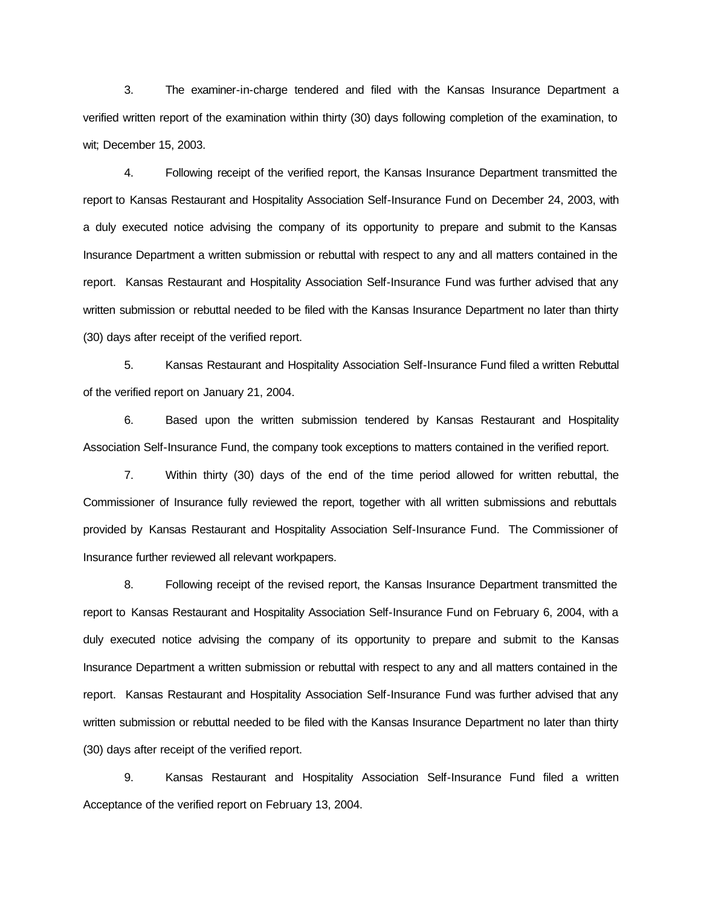3. The examiner-in-charge tendered and filed with the Kansas Insurance Department a verified written report of the examination within thirty (30) days following completion of the examination, to wit; December 15, 2003.

4. Following receipt of the verified report, the Kansas Insurance Department transmitted the report to Kansas Restaurant and Hospitality Association Self-Insurance Fund on December 24, 2003, with a duly executed notice advising the company of its opportunity to prepare and submit to the Kansas Insurance Department a written submission or rebuttal with respect to any and all matters contained in the report. Kansas Restaurant and Hospitality Association Self-Insurance Fund was further advised that any written submission or rebuttal needed to be filed with the Kansas Insurance Department no later than thirty (30) days after receipt of the verified report.

5. Kansas Restaurant and Hospitality Association Self-Insurance Fund filed a written Rebuttal of the verified report on January 21, 2004.

6. Based upon the written submission tendered by Kansas Restaurant and Hospitality Association Self-Insurance Fund, the company took exceptions to matters contained in the verified report.

7. Within thirty (30) days of the end of the time period allowed for written rebuttal, the Commissioner of Insurance fully reviewed the report, together with all written submissions and rebuttals provided by Kansas Restaurant and Hospitality Association Self-Insurance Fund. The Commissioner of Insurance further reviewed all relevant workpapers.

8. Following receipt of the revised report, the Kansas Insurance Department transmitted the report to Kansas Restaurant and Hospitality Association Self-Insurance Fund on February 6, 2004, with a duly executed notice advising the company of its opportunity to prepare and submit to the Kansas Insurance Department a written submission or rebuttal with respect to any and all matters contained in the report. Kansas Restaurant and Hospitality Association Self-Insurance Fund was further advised that any written submission or rebuttal needed to be filed with the Kansas Insurance Department no later than thirty (30) days after receipt of the verified report.

9. Kansas Restaurant and Hospitality Association Self-Insurance Fund filed a written Acceptance of the verified report on February 13, 2004.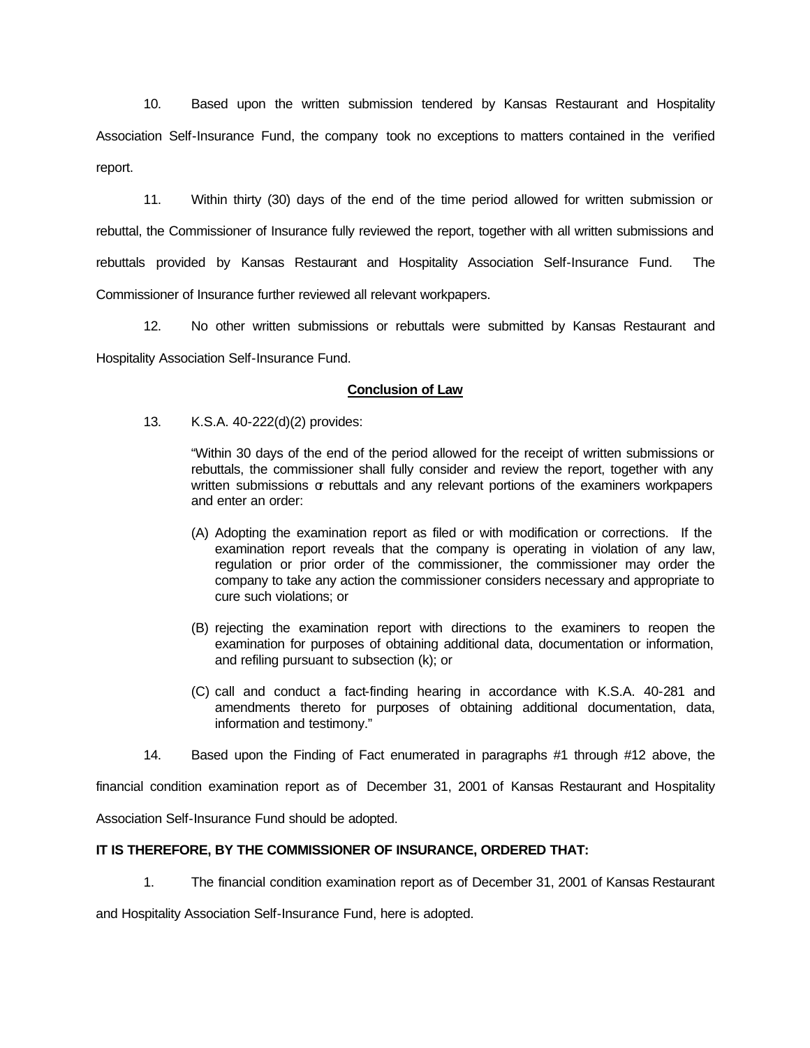10. Based upon the written submission tendered by Kansas Restaurant and Hospitality Association Self-Insurance Fund, the company took no exceptions to matters contained in the verified report.

11. Within thirty (30) days of the end of the time period allowed for written submission or rebuttal, the Commissioner of Insurance fully reviewed the report, together with all written submissions and rebuttals provided by Kansas Restaurant and Hospitality Association Self-Insurance Fund. The Commissioner of Insurance further reviewed all relevant workpapers.

12. No other written submissions or rebuttals were submitted by Kansas Restaurant and Hospitality Association Self-Insurance Fund.

## Conclusion of Law

13. K.S.A. 40-222(d)(2) provides:

> "Within 30 days of the end of the period allowed for the receipt of written submissions or rebuttals, the commissioner shall fully consider and review the report, together with any written submissions or rebuttals and any relevant portions of the examiners workpapers and enter an order:
>
> (A) Adopting the examination report as filed or with modification or corrections. If the examination report reveals that the company is operating in violation of any law, regulation or prior order of the commissioner, the commissioner may order the company to take any action the commissioner considers necessary and appropriate to cure such violations; or
>
> (B) rejecting the examination report with directions to the examiners to reopen the examination for purposes of obtaining additional data, documentation or information, and refiling pursuant to subsection (k); or
>
> (C) call and conduct a fact-finding hearing in accordance with K.S.A. 40-281 and amendments thereto for purposes of obtaining additional documentation, data, information and testimony."

14. Based upon the Finding of Fact enumerated in paragraphs #1 through #12 above, the financial condition examination report as of December 31, 2001 of Kansas Restaurant and Hospitality Association Self-Insurance Fund should be adopted.

**IT IS THEREFORE, BY THE COMMISSIONER OF INSURANCE, ORDERED THAT:**

1. The financial condition examination report as of December 31, 2001 of Kansas Restaurant and Hospitality Association Self-Insurance Fund, here is adopted.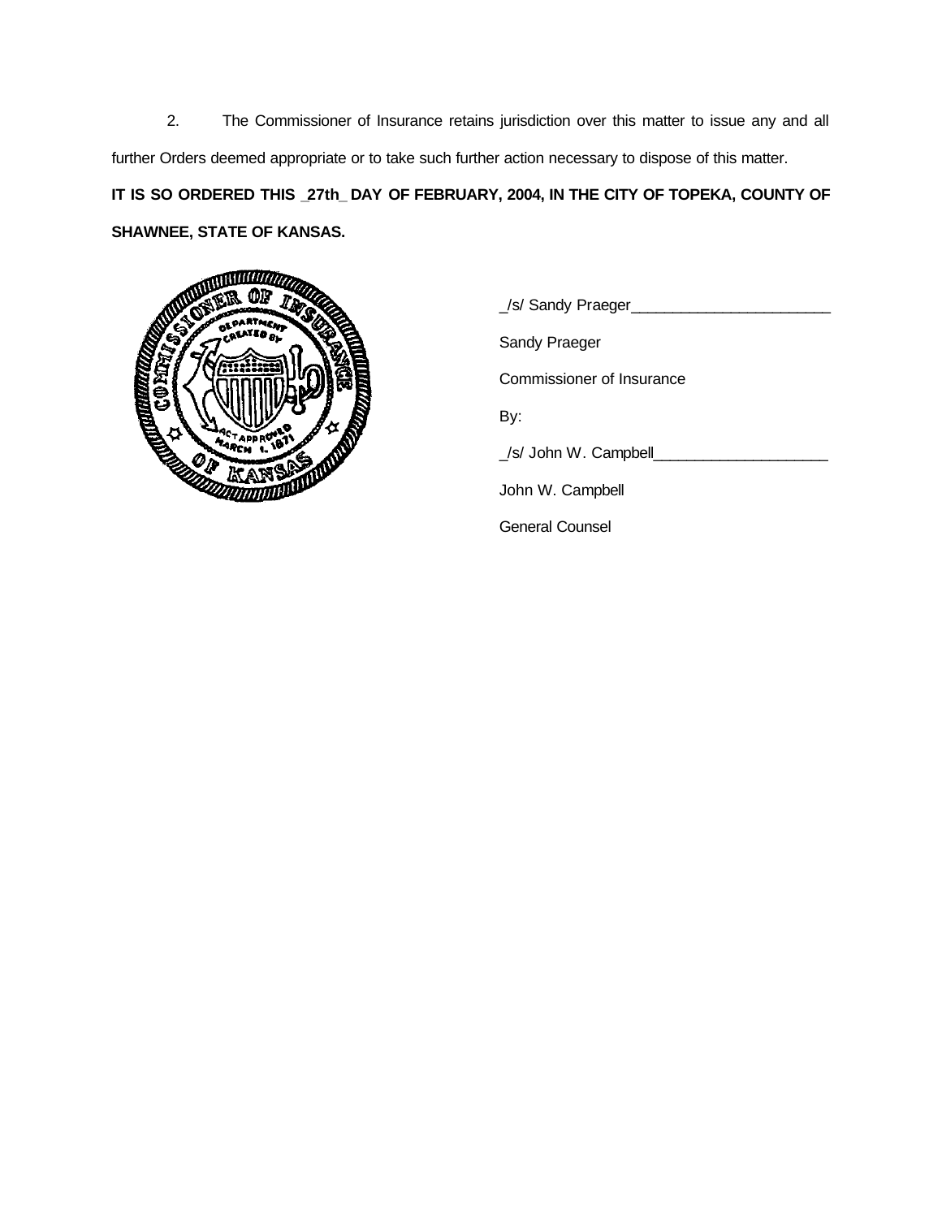2. The Commissioner of Insurance retains jurisdiction over this matter to issue any and all further Orders deemed appropriate or to take such further action necessary to dispose of this matter.

**IT IS SO ORDERED THIS _27th_ DAY OF FEBRUARY, 2004, IN THE CITY OF TOPEKA, COUNTY OF SHAWNEE, STATE OF KANSAS.**

_/s/ Sandy Praeger_______________________

Sandy Praeger

Commissioner of Insurance

By:

_/s/ John W. Campbell____________________

John W. Campbell

General Counsel